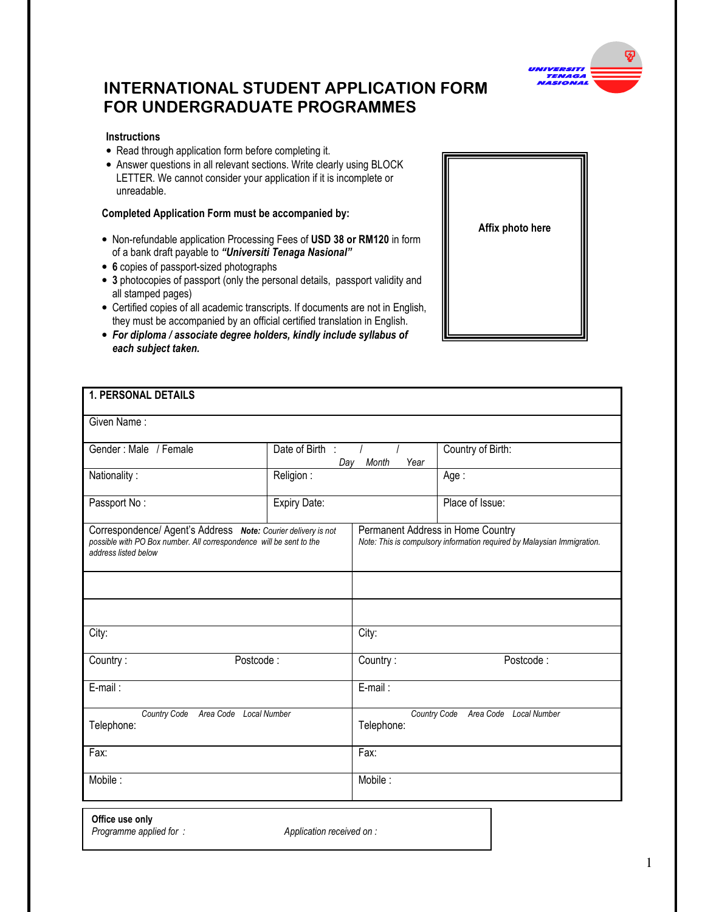# INTERNATIONAL STUDENT APPLICATION FORM FOR UNDERGRADUATE PROGRAMMES

UNIVERSITI TENAGA NASIONAL

**Instructions**

- Read through application form before completing it.
- Answer questions in all relevant sections. Write clearly using BLOCK LETTER. We cannot consider your application if it is incomplete or unreadable.

**Completed Application Form must be accompanied by:**

- Non-refundable application Processing Fees of **USD 38 or RM120** in form of a bank draft payable to ***"Universiti Tenaga Nasional"***
- **6** copies of passport-sized photographs
- **3** photocopies of passport (only the personal details, passport validity and all stamped pages)
- Certified copies of all academic transcripts. If documents are not in English, they must be accompanied by an official certified translation in English.
- ***For diploma / associate degree holders, kindly include syllabus of each subject taken.***

**Affix photo here**

| **1. PERSONAL DETAILS** | | |
|---|---|---|
| Given Name : | | |
| Gender : Male / Female | Date of Birth : / / (*Day Month Year*) | Country of Birth: |
| Nationality : | Religion : | Age : |
| Passport No : | Expiry Date: | Place of Issue: |

| Correspondence/ Agent's Address **Note:** *Courier delivery is not possible with PO Box number. All correspondence will be sent to the address listed below* | Permanent Address in Home Country *Note: This is compulsory information required by Malaysian Immigration.* |
|---|---|
| | |
| | |
| City: | City: |
| Country : Postcode : | Country : Postcode : |
| E-mail : | E-mail : |
| Telephone: *Country Code Area Code Local Number* | Telephone: *Country Code Area Code Local Number* |
| Fax: | Fax: |
| Mobile : | Mobile : |

| **Office use only** | |
|---|---|
| *Programme applied for :* | *Application received on :* |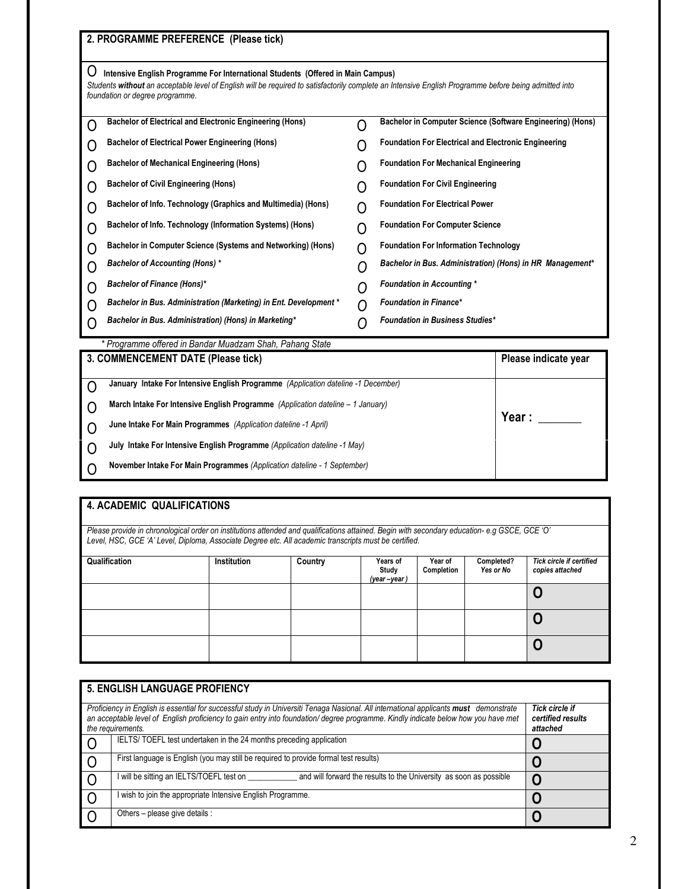## 2. PROGRAMME PREFERENCE (Please tick)

O **Intensive English Programme For International Students (Offered in Main Campus)**
*Students **without** an acceptable level of English will be required to satisfactorily complete an Intensive English Programme before being admitted into foundation or degree programme.*

| | | | |
|---|---|---|---|
| O | **Bachelor of Electrical and Electronic Engineering (Hons)** | O | **Bachelor in Computer Science (Software Engineering) (Hons)** |
| O | **Bachelor of Electrical Power Engineering (Hons)** | O | **Foundation For Electrical and Electronic Engineering** |
| O | **Bachelor of Mechanical Engineering (Hons)** | O | **Foundation For Mechanical Engineering** |
| O | **Bachelor of Civil Engineering (Hons)** | O | **Foundation For Civil Engineering** |
| O | **Bachelor of Info. Technology (Graphics and Multimedia) (Hons)** | O | **Foundation For Electrical Power** |
| O | **Bachelor of Info. Technology (Information Systems) (Hons)** | O | **Foundation For Computer Science** |
| O | **Bachelor in Computer Science (Systems and Networking) (Hons)** | O | **Foundation For Information Technology** |
| O | ***Bachelor of Accounting (Hons) \**** | O | ***Bachelor in Bus. Administration) (Hons) in HR Management\**** |
| O | ***Bachelor of Finance (Hons)\**** | O | ***Foundation in Accounting \**** |
| O | ***Bachelor in Bus. Administration (Marketing) in Ent. Development \**** | O | ***Foundation in Finance\**** |
| O | ***Bachelor in Bus. Administration) (Hons) in Marketing\**** | O | ***Foundation in Business Studies\**** |

*\* Programme offered in Bandar Muadzam Shah, Pahang State*

## 3. COMMENCEMENT DATE (Please tick)

| | 3. COMMENCEMENT DATE (Please tick) | Please indicate year |
|---|---|---|
| O | **January Intake For Intensive English Programme** *(Application dateline -1 December)* | |
| O | **March Intake For Intensive English Programme** *(Application dateline – 1 January)* | |
| O | **June Intake For Main Programmes** *(Application dateline -1 April)* | **Year :** _______ |
| O | **July Intake For Intensive English Programme** *(Application dateline -1 May)* | |
| O | **November Intake For Main Programmes** *(Application dateline - 1 September)* | |

## 4. ACADEMIC QUALIFICATIONS

*Please provide in chronological order on institutions attended and qualifications attained. Begin with secondary education- e.g GSCE, GCE 'O' Level, HSC, GCE 'A' Level, Diploma, Associate Degree etc. All academic transcripts must be certified.*

| Qualification | Institution | Country | Years of Study *(year –year )* | Year of Completion | Completed? *Yes or No* | *Tick circle if certified copies attached* |
|---|---|---|---|---|---|---|
| | | | | | | O |
| | | | | | | O |
| | | | | | | O |

## 5. ENGLISH LANGUAGE PROFIENCY

| | *Proficiency in English is essential for successful study in Universiti Tenaga Nasional. All international applicants **must** demonstrate an acceptable level of English proficiency to gain entry into foundation/ degree programme. Kindly indicate below how you have met the requirements.* | ***Tick circle if certified results attached*** |
|---|---|---|
| O | IELTS/ TOEFL test undertaken in the 24 months preceding application | O |
| O | First language is English (you may still be required to provide formal test results) | O |
| O | I will be sitting an IELTS/TOEFL test on ____________ and will forward the results to the University as soon as possible | O |
| O | I wish to join the appropriate Intensive English Programme. | O |
| O | Others – please give details : | O |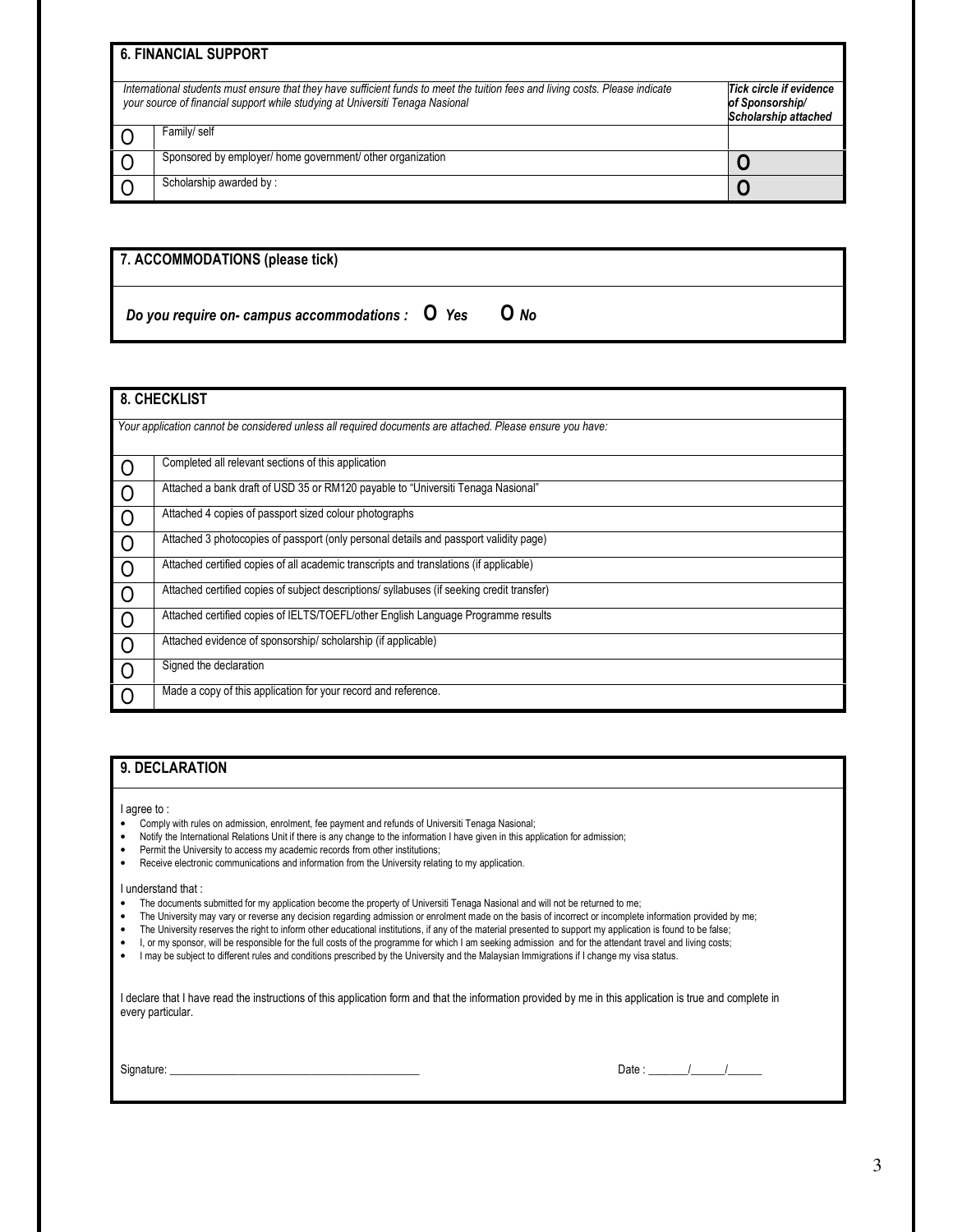## 6. FINANCIAL SUPPORT

| | *International students must ensure that they have sufficient funds to meet the tuition fees and living costs. Please indicate your source of financial support while studying at Universiti Tenaga Nasional* | ***Tick circle if evidence of Sponsorship/ Scholarship attached*** |
|---|---|---|
| O | Family/ self | |
| O | Sponsored by employer/ home government/ other organization | O |
| O | Scholarship awarded by : | O |

## 7. ACCOMMODATIONS (please tick)

***Do you require on- campus accommodations :*** **O** ***Yes*** **O** ***No***

## 8. CHECKLIST

*Your application cannot be considered unless all required documents are attached. Please ensure you have:*

| | |
|---|---|
| O | Completed all relevant sections of this application |
| O | Attached a bank draft of USD 35 or RM120 payable to "Universiti Tenaga Nasional" |
| O | Attached 4 copies of passport sized colour photographs |
| O | Attached 3 photocopies of passport (only personal details and passport validity page) |
| O | Attached certified copies of all academic transcripts and translations (if applicable) |
| O | Attached certified copies of subject descriptions/ syllabuses (if seeking credit transfer) |
| O | Attached certified copies of IELTS/TOEFL/other English Language Programme results |
| O | Attached evidence of sponsorship/ scholarship (if applicable) |
| O | Signed the declaration |
| O | Made a copy of this application for your record and reference. |

## 9. DECLARATION

I agree to :

- Comply with rules on admission, enrolment, fee payment and refunds of Universiti Tenaga Nasional;
- Notify the International Relations Unit if there is any change to the information I have given in this application for admission;
- Permit the University to access my academic records from other institutions;
- Receive electronic communications and information from the University relating to my application.

I understand that :

- The documents submitted for my application become the property of Universiti Tenaga Nasional and will not be returned to me;
- The University may vary or reverse any decision regarding admission or enrolment made on the basis of incorrect or incomplete information provided by me;
- The University reserves the right to inform other educational institutions, if any of the material presented to support my application is found to be false;
- I, or my sponsor, will be responsible for the full costs of the programme for which I am seeking admission and for the attendant travel and living costs;
- I may be subject to different rules and conditions prescribed by the University and the Malaysian Immigrations if I change my visa status.

I declare that I have read the instructions of this application form and that the information provided by me in this application is true and complete in every particular.

Signature: ____________________________________________ Date : _______/______/______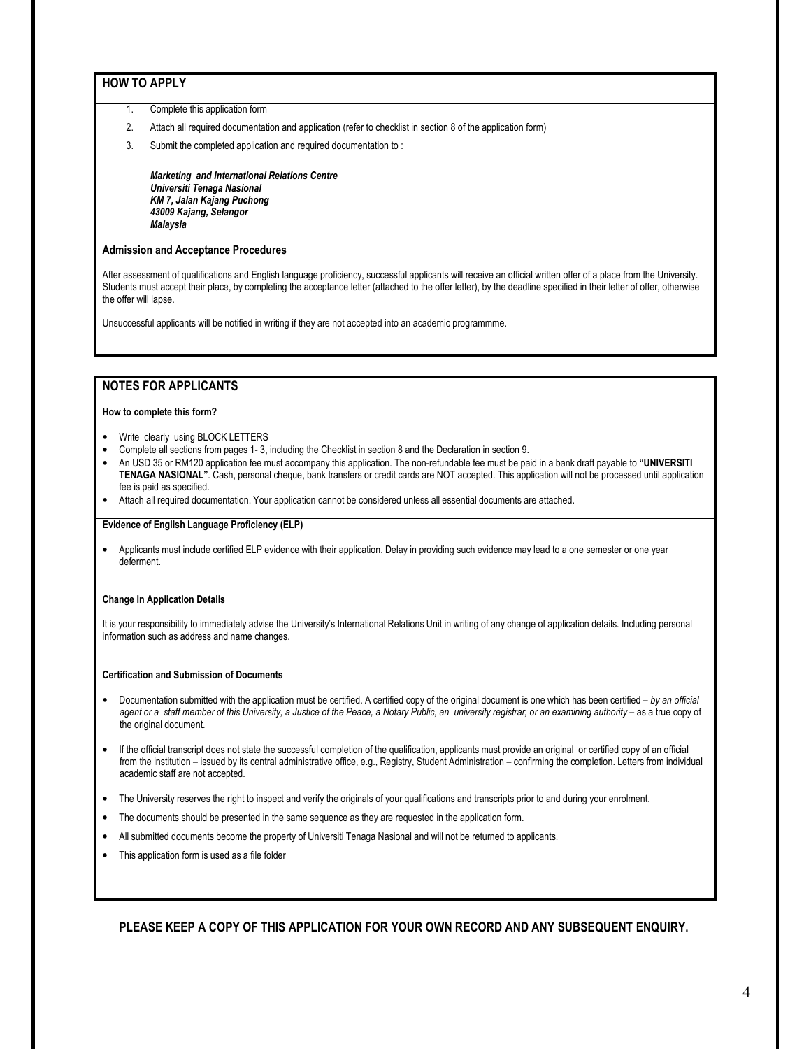## HOW TO APPLY

1. Complete this application form
2. Attach all required documentation and application (refer to checklist in section 8 of the application form)
3. Submit the completed application and required documentation to :

   ***Marketing and International Relations Centre***
   ***Universiti Tenaga Nasional***
   ***KM 7, Jalan Kajang Puchong***
   ***43009 Kajang, Selangor***
   ***Malaysia***

### Admission and Acceptance Procedures

After assessment of qualifications and English language proficiency, successful applicants will receive an official written offer of a place from the University. Students must accept their place, by completing the acceptance letter (attached to the offer letter), by the deadline specified in their letter of offer, otherwise the offer will lapse.

Unsuccessful applicants will be notified in writing if they are not accepted into an academic programmme.

## NOTES FOR APPLICANTS

### How to complete this form?

- Write clearly using BLOCK LETTERS
- Complete all sections from pages 1- 3, including the Checklist in section 8 and the Declaration in section 9.
- An USD 35 or RM120 application fee must accompany this application. The non-refundable fee must be paid in a bank draft payable to **"UNIVERSITI TENAGA NASIONAL"**. Cash, personal cheque, bank transfers or credit cards are NOT accepted. This application will not be processed until application fee is paid as specified.
- Attach all required documentation. Your application cannot be considered unless all essential documents are attached.

### Evidence of English Language Proficiency (ELP)

- Applicants must include certified ELP evidence with their application. Delay in providing such evidence may lead to a one semester or one year deferment.

### Change In Application Details

It is your responsibility to immediately advise the University's International Relations Unit in writing of any change of application details. Including personal information such as address and name changes.

### Certification and Submission of Documents

- Documentation submitted with the application must be certified. A certified copy of the original document is one which has been certified – *by an official agent or a staff member of this University, a Justice of the Peace, a Notary Public, an university registrar, or an examining authority* – as a true copy of the original document.
- If the official transcript does not state the successful completion of the qualification, applicants must provide an original or certified copy of an official from the institution – issued by its central administrative office, e.g., Registry, Student Administration – confirming the completion. Letters from individual academic staff are not accepted.
- The University reserves the right to inspect and verify the originals of your qualifications and transcripts prior to and during your enrolment.
- The documents should be presented in the same sequence as they are requested in the application form.
- All submitted documents become the property of Universiti Tenaga Nasional and will not be returned to applicants.
- This application form is used as a file folder

**PLEASE KEEP A COPY OF THIS APPLICATION FOR YOUR OWN RECORD AND ANY SUBSEQUENT ENQUIRY.**